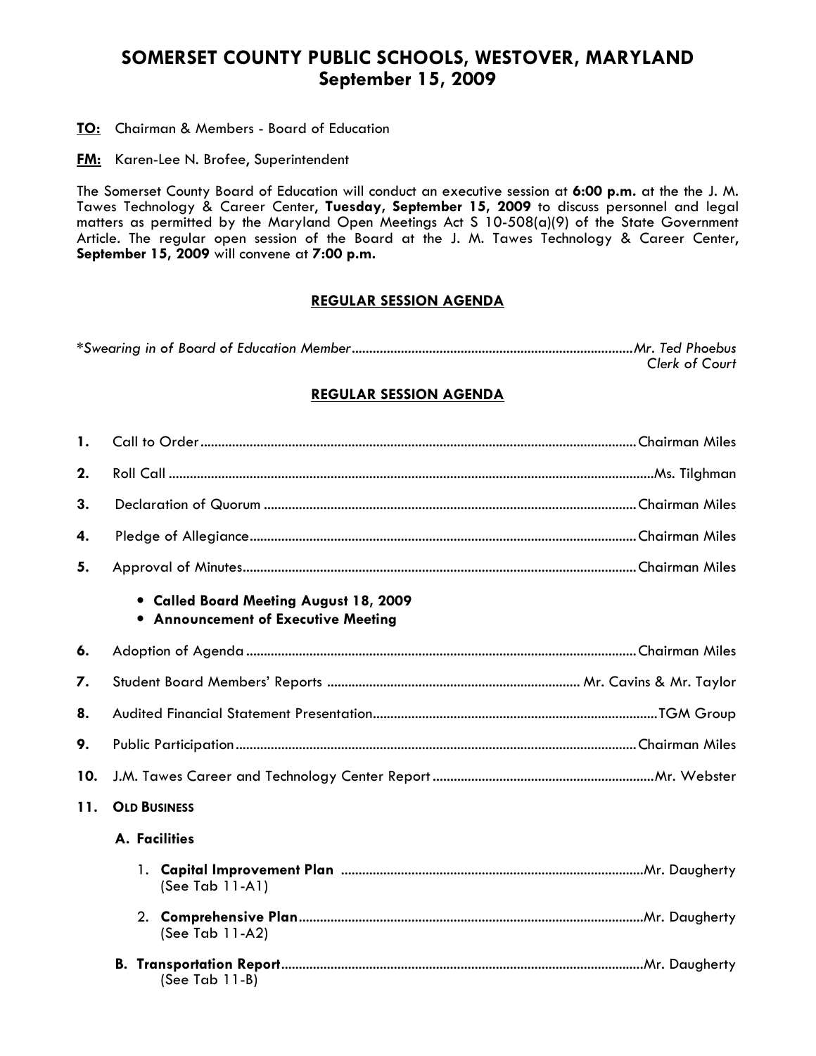# SOMERSET COUNTY PUBLIC SCHOOLS, WESTOVER, MARYLAND
## September 15, 2009

**TO:** Chairman & Members - Board of Education

**FM:** Karen-Lee N. Brofee, Superintendent

The Somerset County Board of Education will conduct an executive session at **6:00 p.m.** at the the J. M. Tawes Technology & Career Center**, Tuesday, September 15, 2009** to discuss personnel and legal matters as permitted by the Maryland Open Meetings Act S 10-508(a)(9) of the State Government Article. The regular open session of the Board at the J. M. Tawes Technology & Career Center**, September 15, 2009** will convene at **7:00 p.m.**

### REGULAR SESSION AGENDA

*Swearing in of Board of Education Member*................................................................................*Mr. Ted Phoebus Clerk of Court*

### REGULAR SESSION AGENDA

**1.** Call to Order..........................................................................................................................Chairman Miles

**2.** Roll Call ....................................................................................................................................Ms. Tilghman

**3.** Declaration of Quorum ........................................................................................................Chairman Miles

**4.** Pledge of Allegiance............................................................................................................Chairman Miles

**5.** Approval of Minutes..............................................................................................................Chairman Miles

- **Called Board Meeting August 18, 2009**
- **Announcement of Executive Meeting**

**6.** Adoption of Agenda ............................................................................................................Chairman Miles

**7.** Student Board Members' Reports ....................................................................... Mr. Cavins & Mr. Taylor

**8.** Audited Financial Statement Presentation.................................................................................TGM Group

**9.** Public Participation ................................................................................................................Chairman Miles

**10.** J.M. Tawes Career and Technology Center Report ..............................................................Mr. Webster

**11. OLD BUSINESS**

**A. Facilities**

1. **Capital Improvement Plan** .....................................................................................Mr. Daugherty
   (See Tab 11-A1)

2. **Comprehensive Plan**................................................................................................Mr. Daugherty
   (See Tab 11-A2)

**B. Transportation Report**......................................................................................................Mr. Daugherty
(See Tab 11-B)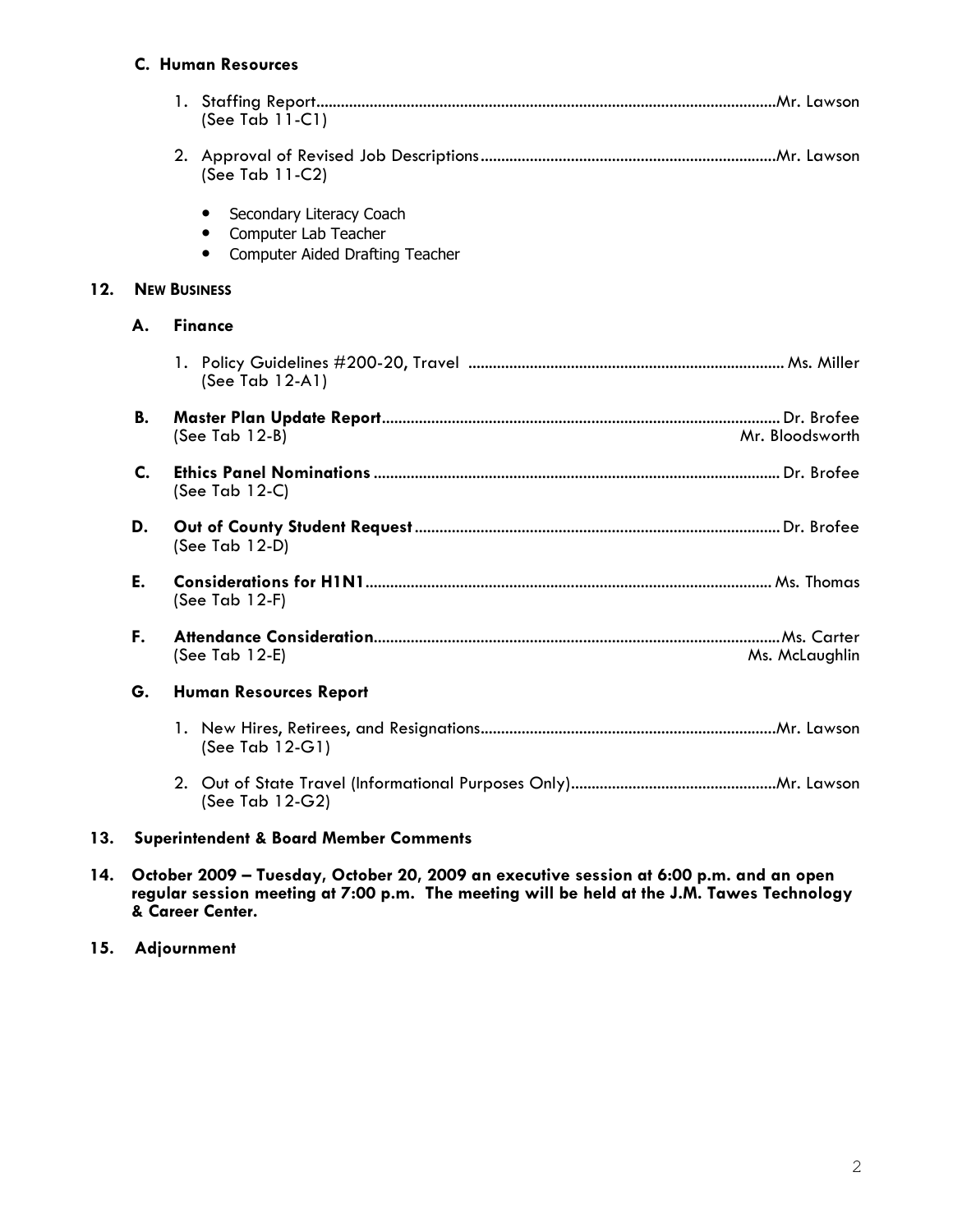**C. Human Resources**

1. Staffing Report..............................................................................................................Mr. Lawson
   (See Tab 11-C1)

2. Approval of Revised Job Descriptions.......................................................................Mr. Lawson
   (See Tab 11-C2)

   - Secondary Literacy Coach
   - Computer Lab Teacher
   - Computer Aided Drafting Teacher

**12. NEW BUSINESS**

**A. Finance**

1. Policy Guidelines #200-20, Travel ........................................................................... Ms. Miller
   (See Tab 12-A1)

**B. Master Plan Update Report**................................................................................................ Dr. Brofee
(See Tab 12-B) Mr. Bloodsworth

**C. Ethics Panel Nominations** ................................................................................................. Dr. Brofee
(See Tab 12-C)

**D. Out of County Student Request** ........................................................................................ Dr. Brofee
(See Tab 12-D)

**E. Considerations for H1N1**.................................................................................................. Ms. Thomas
(See Tab 12-F)

**F. Attendance Consideration**..................................................................................................Ms. Carter
(See Tab 12-E) Ms. McLaughlin

**G. Human Resources Report**

1. New Hires, Retirees, and Resignations.......................................................................Mr. Lawson
   (See Tab 12-G1)

2. Out of State Travel (Informational Purposes Only).................................................Mr. Lawson
   (See Tab 12-G2)

**13. Superintendent & Board Member Comments**

**14. October 2009 – Tuesday, October 20, 2009 an executive session at 6:00 p.m. and an open regular session meeting at 7:00 p.m. The meeting will be held at the J.M. Tawes Technology & Career Center.**

**15. Adjournment**